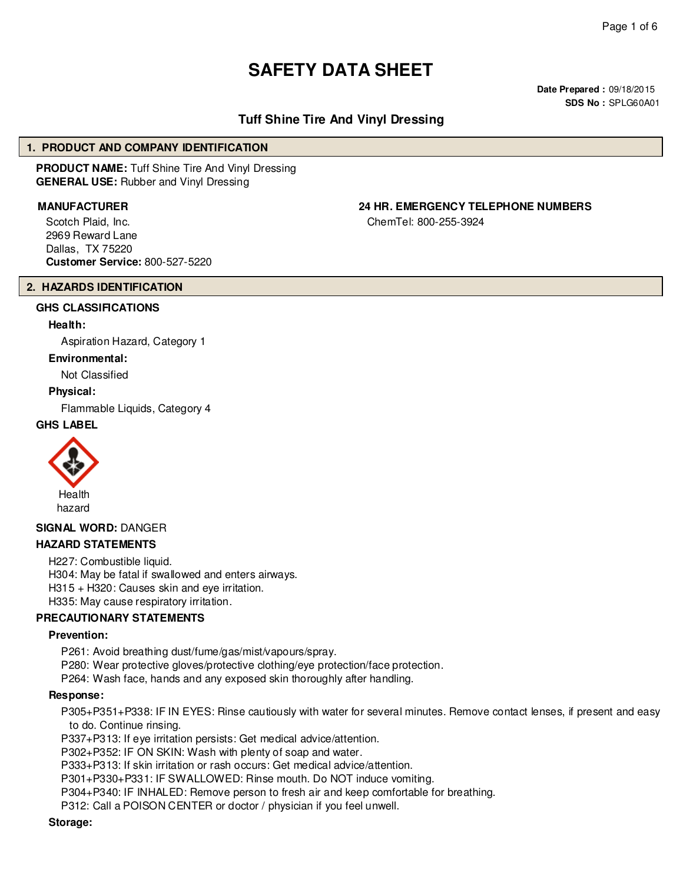# SAFETY DATA SHEET

**Date Prepared :** 09/18/2015
**SDS No :** SPLG60A01

## Tuff Shine Tire And Vinyl Dressing

## 1. PRODUCT AND COMPANY IDENTIFICATION

**PRODUCT NAME:** Tuff Shine Tire And Vinyl Dressing
**GENERAL USE:** Rubber and Vinyl Dressing

**MANUFACTURER**

Scotch Plaid, Inc.
2969 Reward Lane
Dallas, TX 75220
**Customer Service:** 800-527-5220

**24 HR. EMERGENCY TELEPHONE NUMBERS**

ChemTel: 800-255-3924

## 2. HAZARDS IDENTIFICATION

### GHS CLASSIFICATIONS

**Health:**

Aspiration Hazard, Category 1

**Environmental:**

Not Classified

**Physical:**

Flammable Liquids, Category 4

### GHS LABEL

Health hazard

**SIGNAL WORD:** DANGER

### HAZARD STATEMENTS

H227: Combustible liquid.
H304: May be fatal if swallowed and enters airways.
H315 + H320: Causes skin and eye irritation.
H335: May cause respiratory irritation.

### PRECAUTIONARY STATEMENTS

**Prevention:**

P261: Avoid breathing dust/fume/gas/mist/vapours/spray.
P280: Wear protective gloves/protective clothing/eye protection/face protection.
P264: Wash face, hands and any exposed skin thoroughly after handling.

**Response:**

P305+P351+P338: IF IN EYES: Rinse cautiously with water for several minutes. Remove contact lenses, if present and easy to do. Continue rinsing.
P337+P313: If eye irritation persists: Get medical advice/attention.
P302+P352: IF ON SKIN: Wash with plenty of soap and water.
P333+P313: If skin irritation or rash occurs: Get medical advice/attention.
P301+P330+P331: IF SWALLOWED: Rinse mouth. Do NOT induce vomiting.
P304+P340: IF INHALED: Remove person to fresh air and keep comfortable for breathing.
P312: Call a POISON CENTER or doctor / physician if you feel unwell.

**Storage:**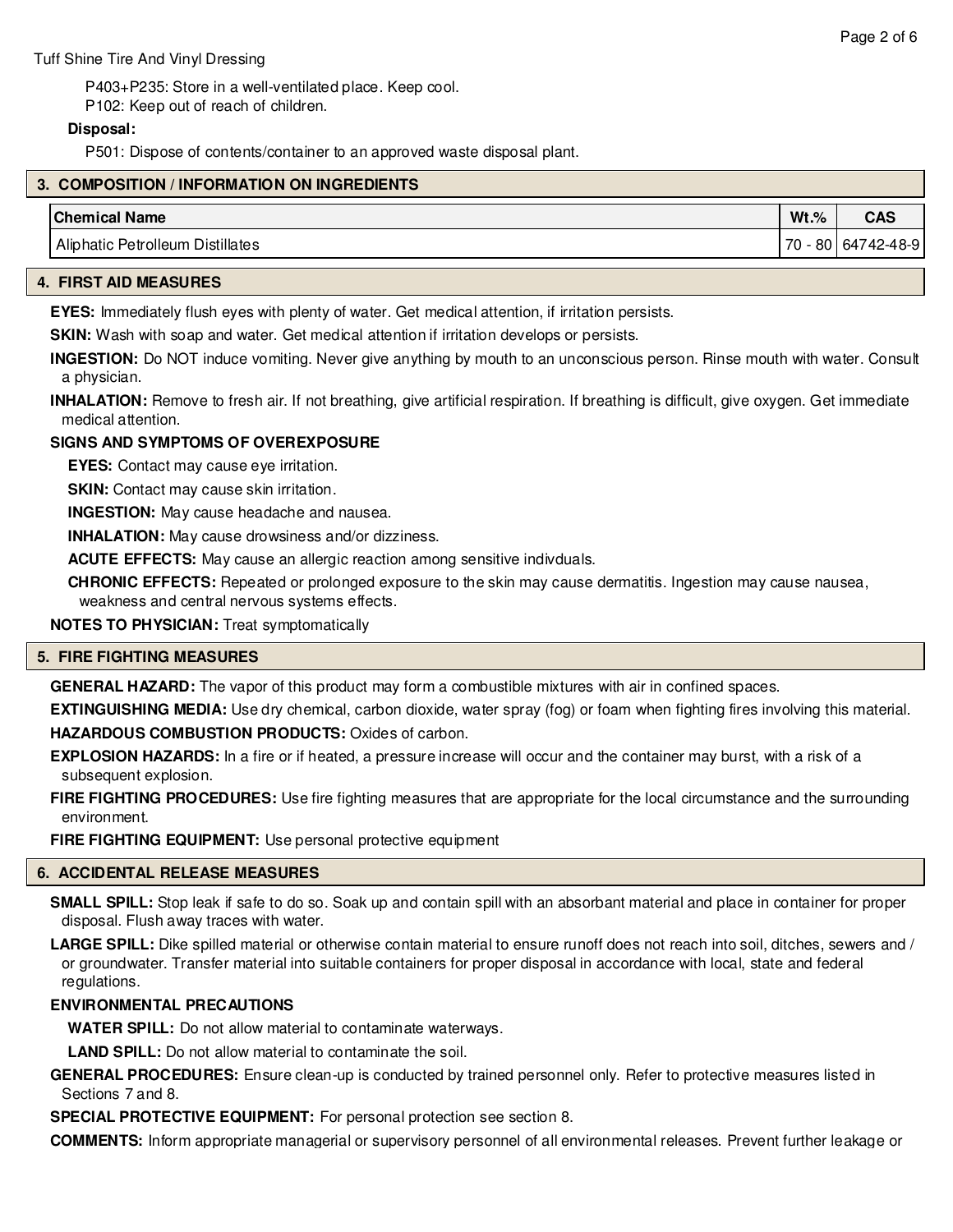P403+P235: Store in a well-ventilated place. Keep cool.

P102: Keep out of reach of children.

**Disposal:**

P501: Dispose of contents/container to an approved waste disposal plant.

## 3. COMPOSITION / INFORMATION ON INGREDIENTS

| Chemical Name | Wt.% | CAS |
|---|---|---|
| Aliphatic Petrolleum Distillates | 70 - 80 | 64742-48-9 |

## 4. FIRST AID MEASURES

**EYES:** Immediately flush eyes with plenty of water. Get medical attention, if irritation persists.

**SKIN:** Wash with soap and water. Get medical attention if irritation develops or persists.

**INGESTION:** Do NOT induce vomiting. Never give anything by mouth to an unconscious person. Rinse mouth with water. Consult a physician.

**INHALATION:** Remove to fresh air. If not breathing, give artificial respiration. If breathing is difficult, give oxygen. Get immediate medical attention.

**SIGNS AND SYMPTOMS OF OVEREXPOSURE**

**EYES:** Contact may cause eye irritation.

**SKIN:** Contact may cause skin irritation.

**INGESTION:** May cause headache and nausea.

**INHALATION:** May cause drowsiness and/or dizziness.

**ACUTE EFFECTS:** May cause an allergic reaction among sensitive indivduals.

**CHRONIC EFFECTS:** Repeated or prolonged exposure to the skin may cause dermatitis. Ingestion may cause nausea, weakness and central nervous systems effects.

**NOTES TO PHYSICIAN:** Treat symptomatically

## 5. FIRE FIGHTING MEASURES

**GENERAL HAZARD:** The vapor of this product may form a combustible mixtures with air in confined spaces.

**EXTINGUISHING MEDIA:** Use dry chemical, carbon dioxide, water spray (fog) or foam when fighting fires involving this material.

**HAZARDOUS COMBUSTION PRODUCTS:** Oxides of carbon.

**EXPLOSION HAZARDS:** In a fire or if heated, a pressure increase will occur and the container may burst, with a risk of a subsequent explosion.

**FIRE FIGHTING PROCEDURES:** Use fire fighting measures that are appropriate for the local circumstance and the surrounding environment.

**FIRE FIGHTING EQUIPMENT:** Use personal protective equipment

## 6. ACCIDENTAL RELEASE MEASURES

**SMALL SPILL:** Stop leak if safe to do so. Soak up and contain spill with an absorbant material and place in container for proper disposal. Flush away traces with water.

**LARGE SPILL:** Dike spilled material or otherwise contain material to ensure runoff does not reach into soil, ditches, sewers and / or groundwater. Transfer material into suitable containers for proper disposal in accordance with local, state and federal regulations.

**ENVIRONMENTAL PRECAUTIONS**

**WATER SPILL:** Do not allow material to contaminate waterways.

**LAND SPILL:** Do not allow material to contaminate the soil.

**GENERAL PROCEDURES:** Ensure clean-up is conducted by trained personnel only. Refer to protective measures listed in Sections 7 and 8.

**SPECIAL PROTECTIVE EQUIPMENT:** For personal protection see section 8.

**COMMENTS:** Inform appropriate managerial or supervisory personnel of all environmental releases. Prevent further leakage or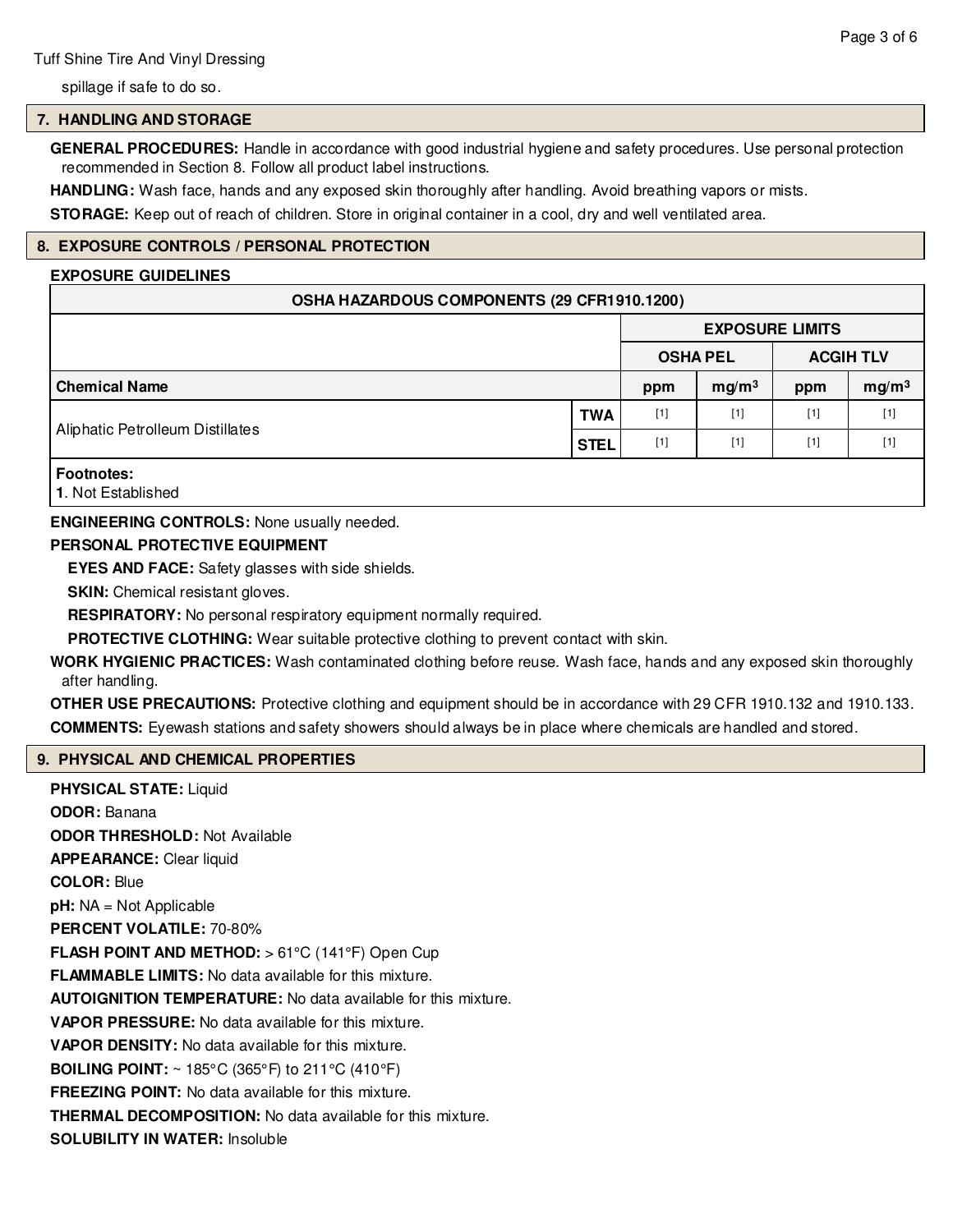spillage if safe to do so.

## 7. HANDLING AND STORAGE

**GENERAL PROCEDURES:** Handle in accordance with good industrial hygiene and safety procedures. Use personal protection recommended in Section 8. Follow all product label instructions.

**HANDLING:** Wash face, hands and any exposed skin thoroughly after handling. Avoid breathing vapors or mists.

**STORAGE:** Keep out of reach of children. Store in original container in a cool, dry and well ventilated area.

## 8. EXPOSURE CONTROLS / PERSONAL PROTECTION

**EXPOSURE GUIDELINES**

| OSHA HAZARDOUS COMPONENTS (29 CFR1910.1200) | | | | | | |
|---|---|---|---|---|---|---|
| | | EXPOSURE LIMITS | | | | |
| | | OSHA PEL | | ACGIH TLV | | |
| **Chemical Name** | | **ppm** | **mg/m$^3$** | **ppm** | **mg/m$^3$** | |
| Aliphatic Petroleum Distillates | **TWA** | [1] | [1] | [1] | [1] | |
| | **STEL** | [1] | [1] | [1] | [1] | |

**Footnotes:**
**1**. Not Established

**ENGINEERING CONTROLS:** None usually needed.

**PERSONAL PROTECTIVE EQUIPMENT**

**EYES AND FACE:** Safety glasses with side shields.

**SKIN:** Chemical resistant gloves.

**RESPIRATORY:** No personal respiratory equipment normally required.

**PROTECTIVE CLOTHING:** Wear suitable protective clothing to prevent contact with skin.

**WORK HYGIENIC PRACTICES:** Wash contaminated clothing before reuse. Wash face, hands and any exposed skin thoroughly after handling.

**OTHER USE PRECAUTIONS:** Protective clothing and equipment should be in accordance with 29 CFR 1910.132 and 1910.133.

**COMMENTS:** Eyewash stations and safety showers should always be in place where chemicals are handled and stored.

## 9. PHYSICAL AND CHEMICAL PROPERTIES

**PHYSICAL STATE:** Liquid

**ODOR:** Banana

**ODOR THRESHOLD:** Not Available

**APPEARANCE:** Clear liquid

**COLOR:** Blue

**pH:** NA = Not Applicable

**PERCENT VOLATILE:** 70-80%

**FLASH POINT AND METHOD:** > 61°C (141°F) Open Cup

**FLAMMABLE LIMITS:** No data available for this mixture.

**AUTOIGNITION TEMPERATURE:** No data available for this mixture.

**VAPOR PRESSURE:** No data available for this mixture.

**VAPOR DENSITY:** No data available for this mixture.

**BOILING POINT:** ~ 185°C (365°F) to 211°C (410°F)

**FREEZING POINT:** No data available for this mixture.

**THERMAL DECOMPOSITION:** No data available for this mixture.

**SOLUBILITY IN WATER:** Insoluble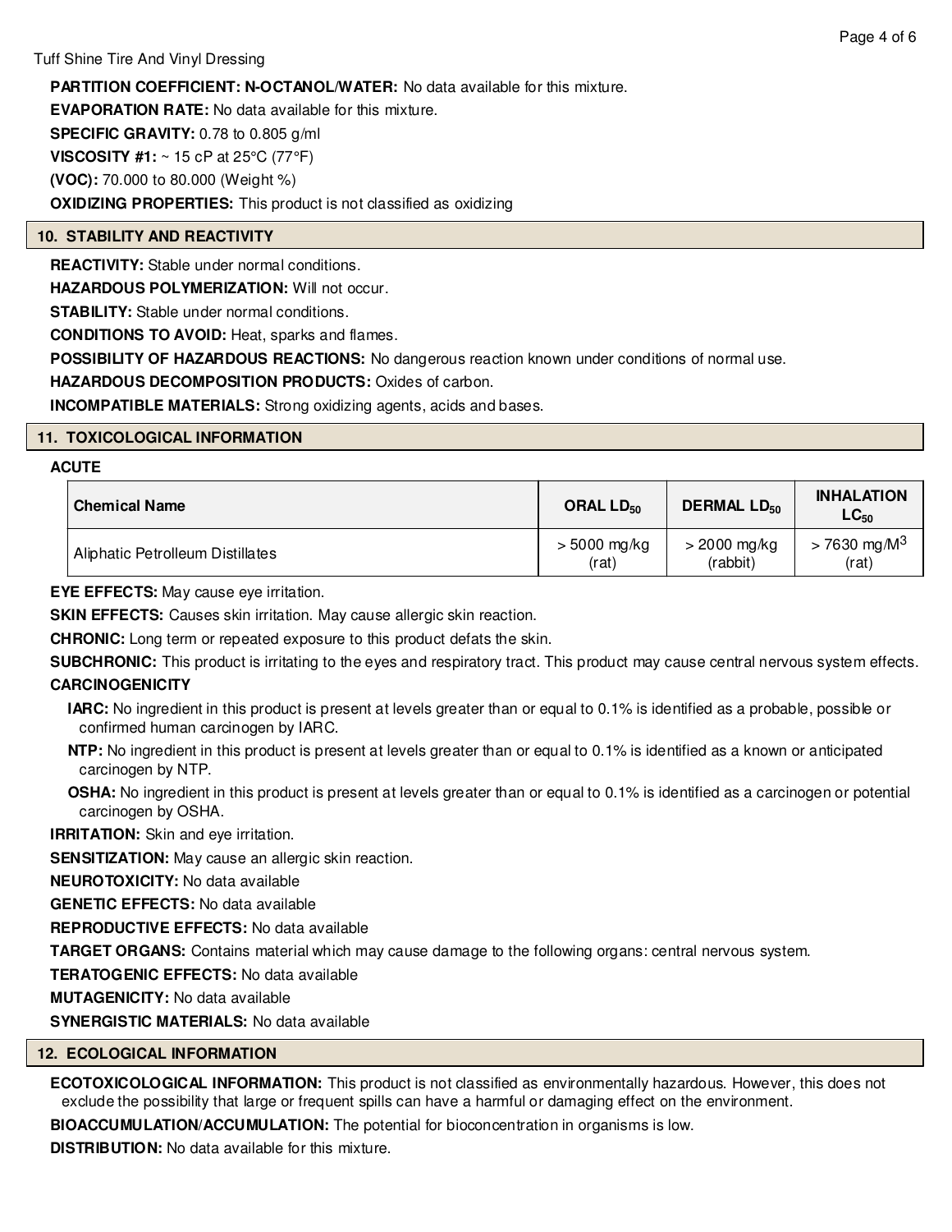**PARTITION COEFFICIENT: N-OCTANOL/WATER:** No data available for this mixture.

**EVAPORATION RATE:** No data available for this mixture.

**SPECIFIC GRAVITY:** 0.78 to 0.805 g/ml

**VISCOSITY #1:** ~ 15 cP at 25°C (77°F)

**(VOC):** 70.000 to 80.000 (Weight %)

**OXIDIZING PROPERTIES:** This product is not classified as oxidizing

## 10. STABILITY AND REACTIVITY

**REACTIVITY:** Stable under normal conditions.

**HAZARDOUS POLYMERIZATION:** Will not occur.

**STABILITY:** Stable under normal conditions.

**CONDITIONS TO AVOID:** Heat, sparks and flames.

**POSSIBILITY OF HAZARDOUS REACTIONS:** No dangerous reaction known under conditions of normal use.

**HAZARDOUS DECOMPOSITION PRODUCTS:** Oxides of carbon.

**INCOMPATIBLE MATERIALS:** Strong oxidizing agents, acids and bases.

## 11. TOXICOLOGICAL INFORMATION

**ACUTE**

| Chemical Name | ORAL $LD_{50}$ | DERMAL $LD_{50}$ | INHALATION $LC_{50}$ |
|---|---|---|---|
| Aliphatic Petrolleum Distillates | > 5000 mg/kg (rat) | > 2000 mg/kg (rabbit) | > 7630 mg/$M^3$ (rat) |

**EYE EFFECTS:** May cause eye irritation.

**SKIN EFFECTS:** Causes skin irritation. May cause allergic skin reaction.

**CHRONIC:** Long term or repeated exposure to this product defats the skin.

**SUBCHRONIC:** This product is irritating to the eyes and respiratory tract. This product may cause central nervous system effects.

**CARCINOGENICITY**

**IARC:** No ingredient in this product is present at levels greater than or equal to 0.1% is identified as a probable, possible or confirmed human carcinogen by IARC.

**NTP:** No ingredient in this product is present at levels greater than or equal to 0.1% is identified as a known or anticipated carcinogen by NTP.

**OSHA:** No ingredient in this product is present at levels greater than or equal to 0.1% is identified as a carcinogen or potential carcinogen by OSHA.

**IRRITATION:** Skin and eye irritation.

**SENSITIZATION:** May cause an allergic skin reaction.

**NEUROTOXICITY:** No data available

**GENETIC EFFECTS:** No data available

**REPRODUCTIVE EFFECTS:** No data available

**TARGET ORGANS:** Contains material which may cause damage to the following organs: central nervous system.

**TERATOGENIC EFFECTS:** No data available

**MUTAGENICITY:** No data available

**SYNERGISTIC MATERIALS:** No data available

## 12. ECOLOGICAL INFORMATION

**ECOTOXICOLOGICAL INFORMATION:** This product is not classified as environmentally hazardous. However, this does not exclude the possibility that large or frequent spills can have a harmful or damaging effect on the environment.

**BIOACCUMULATION/ACCUMULATION:** The potential for bioconcentration in organisms is low.

**DISTRIBUTION:** No data available for this mixture.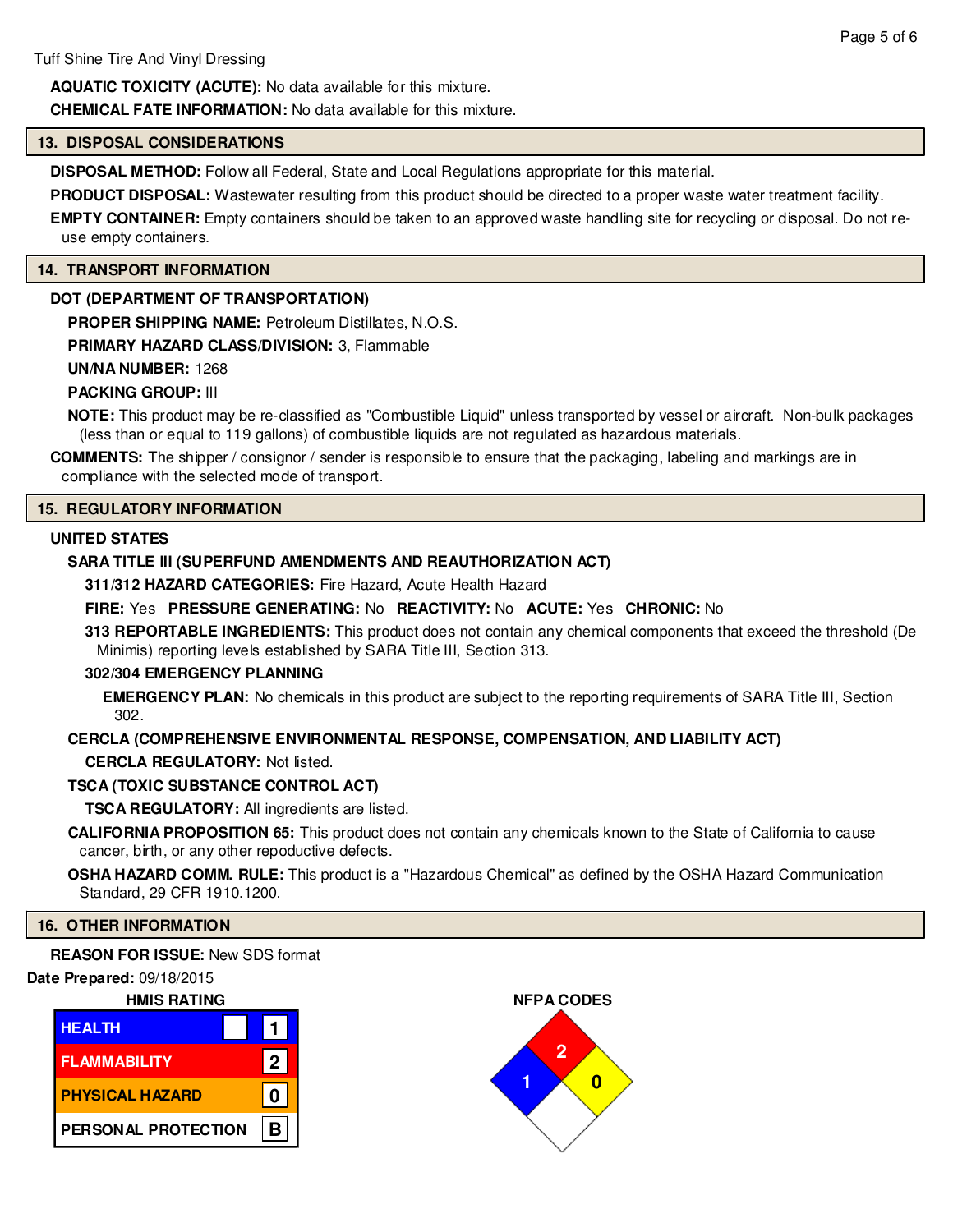**AQUATIC TOXICITY (ACUTE):** No data available for this mixture.

**CHEMICAL FATE INFORMATION:** No data available for this mixture.

## 13. DISPOSAL CONSIDERATIONS

**DISPOSAL METHOD:** Follow all Federal, State and Local Regulations appropriate for this material.

**PRODUCT DISPOSAL:** Wastewater resulting from this product should be directed to a proper waste water treatment facility.

**EMPTY CONTAINER:** Empty containers should be taken to an approved waste handling site for recycling or disposal. Do not re-use empty containers.

## 14. TRANSPORT INFORMATION

**DOT (DEPARTMENT OF TRANSPORTATION)**

**PROPER SHIPPING NAME:** Petroleum Distillates, N.O.S.

**PRIMARY HAZARD CLASS/DIVISION:** 3, Flammable

**UN/NA NUMBER:** 1268

**PACKING GROUP:** III

**NOTE:** This product may be re-classified as "Combustible Liquid" unless transported by vessel or aircraft. Non-bulk packages (less than or equal to 119 gallons) of combustible liquids are not regulated as hazardous materials.

**COMMENTS:** The shipper / consignor / sender is responsible to ensure that the packaging, labeling and markings are in compliance with the selected mode of transport.

## 15. REGULATORY INFORMATION

**UNITED STATES**

**SARA TITLE III (SUPERFUND AMENDMENTS AND REAUTHORIZATION ACT)**

**311/312 HAZARD CATEGORIES:** Fire Hazard, Acute Health Hazard

**FIRE:** Yes **PRESSURE GENERATING:** No **REACTIVITY:** No **ACUTE:** Yes **CHRONIC:** No

**313 REPORTABLE INGREDIENTS:** This product does not contain any chemical components that exceed the threshold (De Minimis) reporting levels established by SARA Title III, Section 313.

**302/304 EMERGENCY PLANNING**

**EMERGENCY PLAN:** No chemicals in this product are subject to the reporting requirements of SARA Title III, Section 302.

**CERCLA (COMPREHENSIVE ENVIRONMENTAL RESPONSE, COMPENSATION, AND LIABILITY ACT)**

**CERCLA REGULATORY:** Not listed.

**TSCA (TOXIC SUBSTANCE CONTROL ACT)**

**TSCA REGULATORY:** All ingredients are listed.

**CALIFORNIA PROPOSITION 65:** This product does not contain any chemicals known to the State of California to cause cancer, birth, or any other repoductive defects.

**OSHA HAZARD COMM. RULE:** This product is a "Hazardous Chemical" as defined by the OSHA Hazard Communication Standard, 29 CFR 1910.1200.

## 16. OTHER INFORMATION

**REASON FOR ISSUE:** New SDS format

**Date Prepared:** 09/18/2015

**HMIS RATING**

| HMIS RATING | |
|---|---|
| HEALTH | 1 |
| FLAMMABILITY | 2 |
| PHYSICAL HAZARD | 0 |
| PERSONAL PROTECTION | B |

**NFPA CODES**

| Health | Flammability | Instability | Special |
|---|---|---|---|
| 1 | 2 | 0 | |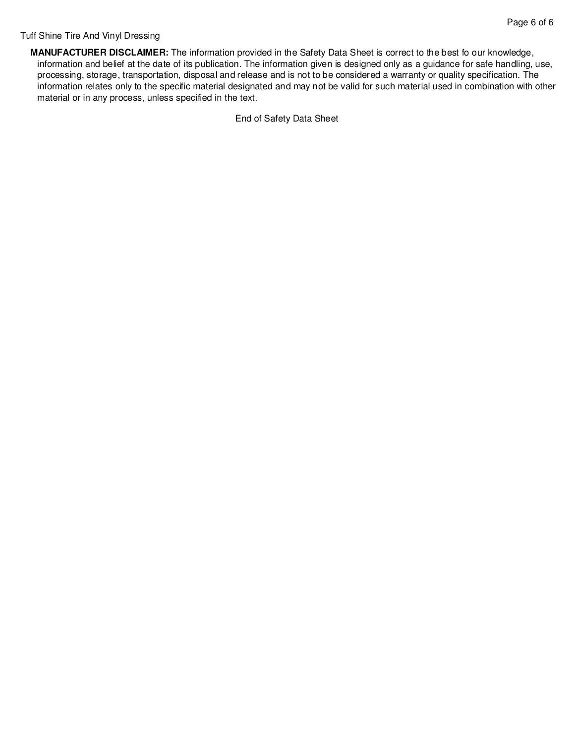**MANUFACTURER DISCLAIMER:** The information provided in the Safety Data Sheet is correct to the best fo our knowledge, information and belief at the date of its publication. The information given is designed only as a guidance for safe handling, use, processing, storage, transportation, disposal and release and is not to be considered a warranty or quality specification. The information relates only to the specific material designated and may not be valid for such material used in combination with other material or in any process, unless specified in the text.

End of Safety Data Sheet